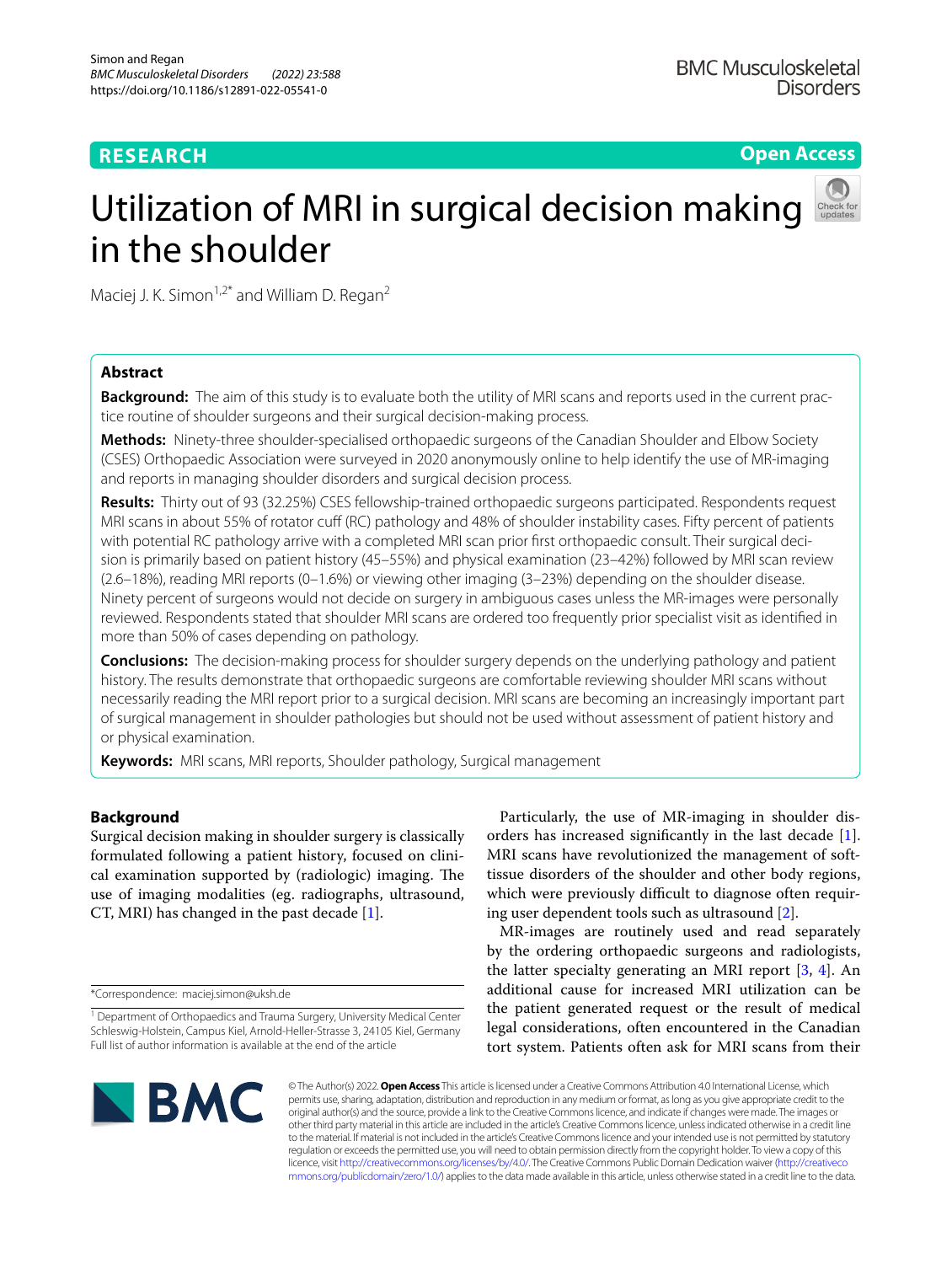RESEARCH

Open Access

# Utilization of MRI in surgical decision making in the shoulder

Maciej J. K. Simon[1,2*] and William D. Regan[2]

## Abstract

**Background:** The aim of this study is to evaluate both the utility of MRI scans and reports used in the current practice routine of shoulder surgeons and their surgical decision-making process.

**Methods:** Ninety-three shoulder-specialised orthopaedic surgeons of the Canadian Shoulder and Elbow Society (CSES) Orthopaedic Association were surveyed in 2020 anonymously online to help identify the use of MR-imaging and reports in managing shoulder disorders and surgical decision process.

**Results:** Thirty out of 93 (32.25%) CSES fellowship-trained orthopaedic surgeons participated. Respondents request MRI scans in about 55% of rotator cuff (RC) pathology and 48% of shoulder instability cases. Fifty percent of patients with potential RC pathology arrive with a completed MRI scan prior first orthopaedic consult. Their surgical decision is primarily based on patient history (45–55%) and physical examination (23–42%) followed by MRI scan review (2.6–18%), reading MRI reports (0–1.6%) or viewing other imaging (3–23%) depending on the shoulder disease. Ninety percent of surgeons would not decide on surgery in ambiguous cases unless the MR-images were personally reviewed. Respondents stated that shoulder MRI scans are ordered too frequently prior specialist visit as identified in more than 50% of cases depending on pathology.

**Conclusions:** The decision-making process for shoulder surgery depends on the underlying pathology and patient history. The results demonstrate that orthopaedic surgeons are comfortable reviewing shoulder MRI scans without necessarily reading the MRI report prior to a surgical decision. MRI scans are becoming an increasingly important part of surgical management in shoulder pathologies but should not be used without assessment of patient history and or physical examination.

**Keywords:** MRI scans, MRI reports, Shoulder pathology, Surgical management

## Background

Surgical decision making in shoulder surgery is classically formulated following a patient history, focused on clinical examination supported by (radiologic) imaging. The use of imaging modalities (eg. radiographs, ultrasound, CT, MRI) has changed in the past decade [1].

Particularly, the use of MR-imaging in shoulder disorders has increased significantly in the last decade [1]. MRI scans have revolutionized the management of soft-tissue disorders of the shoulder and other body regions, which were previously difficult to diagnose often requiring user dependent tools such as ultrasound [2].

MR-images are routinely used and read separately by the ordering orthopaedic surgeons and radiologists, the latter specialty generating an MRI report [3, 4]. An additional cause for increased MRI utilization can be the patient generated request or the result of medical legal considerations, often encountered in the Canadian tort system. Patients often ask for MRI scans from their

*Correspondence: maciej.simon@uksh.de

[1] Department of Orthopaedics and Trauma Surgery, University Medical Center Schleswig-Holstein, Campus Kiel, Arnold-Heller-Strasse 3, 24105 Kiel, Germany
Full list of author information is available at the end of the article

© The Author(s) 2022. **Open Access** This article is licensed under a Creative Commons Attribution 4.0 International License, which permits use, sharing, adaptation, distribution and reproduction in any medium or format, as long as you give appropriate credit to the original author(s) and the source, provide a link to the Creative Commons licence, and indicate if changes were made. The images or other third party material in this article are included in the article's Creative Commons licence, unless indicated otherwise in a credit line to the material. If material is not included in the article's Creative Commons licence and your intended use is not permitted by statutory regulation or exceeds the permitted use, you will need to obtain permission directly from the copyright holder. To view a copy of this licence, visit http://creativecommons.org/licenses/by/4.0/. The Creative Commons Public Domain Dedication waiver (http://creativecommons.org/publicdomain/zero/1.0/) applies to the data made available in this article, unless otherwise stated in a credit line to the data.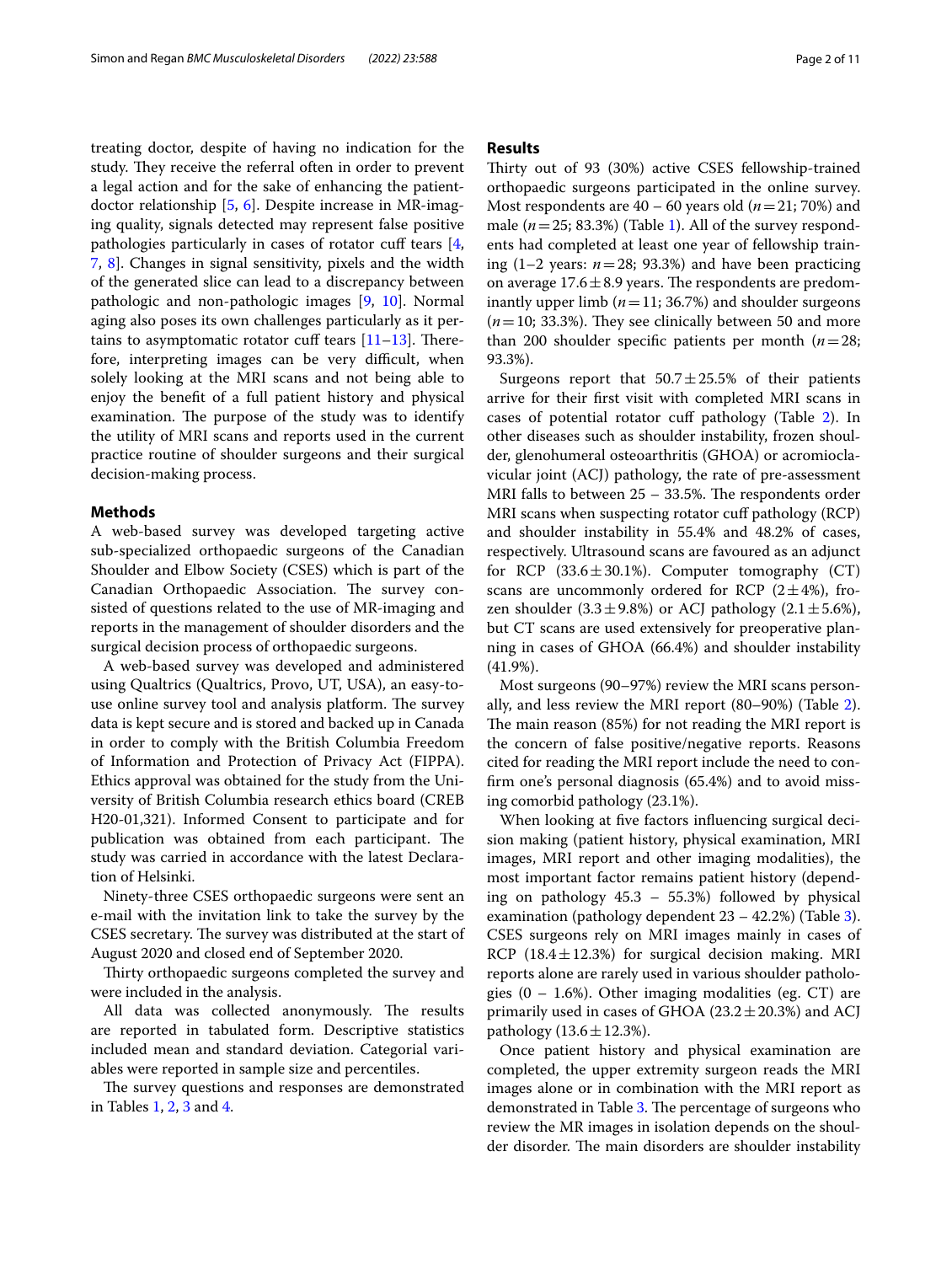treating doctor, despite of having no indication for the study. They receive the referral often in order to prevent a legal action and for the sake of enhancing the patient-doctor relationship [5, 6]. Despite increase in MR-imaging quality, signals detected may represent false positive pathologies particularly in cases of rotator cuff tears [4, 7, 8]. Changes in signal sensitivity, pixels and the width of the generated slice can lead to a discrepancy between pathologic and non-pathologic images [9, 10]. Normal aging also poses its own challenges particularly as it pertains to asymptomatic rotator cuff tears [11–13]. Therefore, interpreting images can be very difficult, when solely looking at the MRI scans and not being able to enjoy the benefit of a full patient history and physical examination. The purpose of the study was to identify the utility of MRI scans and reports used in the current practice routine of shoulder surgeons and their surgical decision-making process.

## Methods

A web-based survey was developed targeting active sub-specialized orthopaedic surgeons of the Canadian Shoulder and Elbow Society (CSES) which is part of the Canadian Orthopaedic Association. The survey consisted of questions related to the use of MR-imaging and reports in the management of shoulder disorders and the surgical decision process of orthopaedic surgeons.

A web-based survey was developed and administered using Qualtrics (Qualtrics, Provo, UT, USA), an easy-to-use online survey tool and analysis platform. The survey data is kept secure and is stored and backed up in Canada in order to comply with the British Columbia Freedom of Information and Protection of Privacy Act (FIPPA). Ethics approval was obtained for the study from the University of British Columbia research ethics board (CREB H20-01,321). Informed Consent to participate and for publication was obtained from each participant. The study was carried in accordance with the latest Declaration of Helsinki.

Ninety-three CSES orthopaedic surgeons were sent an e-mail with the invitation link to take the survey by the CSES secretary. The survey was distributed at the start of August 2020 and closed end of September 2020.

Thirty orthopaedic surgeons completed the survey and were included in the analysis.

All data was collected anonymously. The results are reported in tabulated form. Descriptive statistics included mean and standard deviation. Categorial variables were reported in sample size and percentiles.

The survey questions and responses are demonstrated in Tables 1, 2, 3 and 4.

## Results

Thirty out of 93 (30%) active CSES fellowship-trained orthopaedic surgeons participated in the online survey. Most respondents are 40 – 60 years old ($n = 21$; 70%) and male ($n = 25$; 83.3%) (Table 1). All of the survey respondents had completed at least one year of fellowship training (1–2 years: $n = 28$; 93.3%) and have been practicing on average $17.6 \pm 8.9$ years. The respondents are predominantly upper limb ($n = 11$; 36.7%) and shoulder surgeons ($n = 10$; 33.3%). They see clinically between 50 and more than 200 shoulder specific patients per month ($n = 28$; 93.3%).

Surgeons report that $50.7 \pm 25.5\%$ of their patients arrive for their first visit with completed MRI scans in cases of potential rotator cuff pathology (Table 2). In other diseases such as shoulder instability, frozen shoulder, glenohumeral osteoarthritis (GHOA) or acromioclavicular joint (ACJ) pathology, the rate of pre-assessment MRI falls to between 25 – 33.5%. The respondents order MRI scans when suspecting rotator cuff pathology (RCP) and shoulder instability in 55.4% and 48.2% of cases, respectively. Ultrasound scans are favoured as an adjunct for RCP ($33.6 \pm 30.1\%$). Computer tomography (CT) scans are uncommonly ordered for RCP ($2 \pm 4\%$), frozen shoulder ($3.3 \pm 9.8\%$) or ACJ pathology ($2.1 \pm 5.6\%$), but CT scans are used extensively for preoperative planning in cases of GHOA (66.4%) and shoulder instability (41.9%).

Most surgeons (90–97%) review the MRI scans personally, and less review the MRI report (80–90%) (Table 2). The main reason (85%) for not reading the MRI report is the concern of false positive/negative reports. Reasons cited for reading the MRI report include the need to confirm one's personal diagnosis (65.4%) and to avoid missing comorbid pathology (23.1%).

When looking at five factors influencing surgical decision making (patient history, physical examination, MRI images, MRI report and other imaging modalities), the most important factor remains patient history (depending on pathology 45.3 – 55.3%) followed by physical examination (pathology dependent 23 – 42.2%) (Table 3). CSES surgeons rely on MRI images mainly in cases of RCP ($18.4 \pm 12.3\%$) for surgical decision making. MRI reports alone are rarely used in various shoulder pathologies (0 – 1.6%). Other imaging modalities (eg. CT) are primarily used in cases of GHOA ($23.2 \pm 20.3\%$) and ACJ pathology ($13.6 \pm 12.3\%$).

Once patient history and physical examination are completed, the upper extremity surgeon reads the MRI images alone or in combination with the MRI report as demonstrated in Table 3. The percentage of surgeons who review the MR images in isolation depends on the shoulder disorder. The main disorders are shoulder instability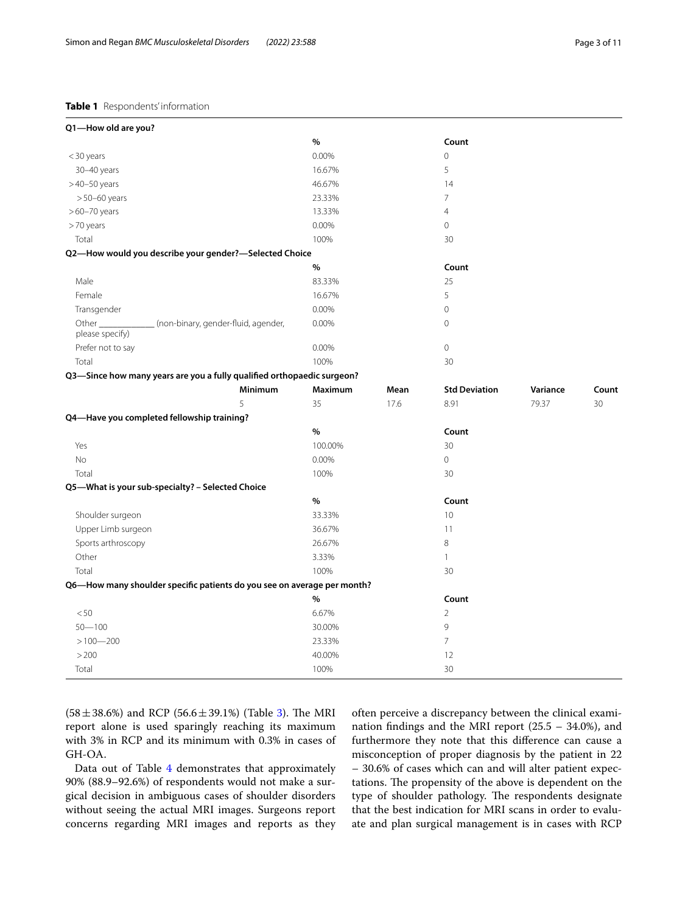**Table 1** Respondents' information

| **Q1—How old are you?** | | | | | |
|---|---|---|---|---|---|
| | **%** | | **Count** | | |
| < 30 years | 0.00% | | 0 | | |
| 30–40 years | 16.67% | | 5 | | |
| > 40–50 years | 46.67% | | 14 | | |
| > 50–60 years | 23.33% | | 7 | | |
| > 60–70 years | 13.33% | | 4 | | |
| > 70 years | 0.00% | | 0 | | |
| Total | 100% | | 30 | | |
| **Q2—How would you describe your gender?—Selected Choice** | | | | | |
| | **%** | | **Count** | | |
| Male | 83.33% | | 25 | | |
| Female | 16.67% | | 5 | | |
| Transgender | 0.00% | | 0 | | |
| Other ____________ (non-binary, gender-fluid, agender, please specify) | 0.00% | | 0 | | |
| Prefer not to say | 0.00% | | 0 | | |
| Total | 100% | | 30 | | |
| **Q3—Since how many years are you a fully qualified orthopaedic surgeon?** | | | | | |
| **Minimum** | **Maximum** | **Mean** | **Std Deviation** | **Variance** | **Count** |
| 5 | 35 | 17.6 | 8.91 | 79.37 | 30 |
| **Q4—Have you completed fellowship training?** | | | | | |
| | **%** | | **Count** | | |
| Yes | 100.00% | | 30 | | |
| No | 0.00% | | 0 | | |
| Total | 100% | | 30 | | |
| **Q5—What is your sub-specialty? – Selected Choice** | | | | | |
| | **%** | | **Count** | | |
| Shoulder surgeon | 33.33% | | 10 | | |
| Upper Limb surgeon | 36.67% | | 11 | | |
| Sports arthroscopy | 26.67% | | 8 | | |
| Other | 3.33% | | 1 | | |
| Total | 100% | | 30 | | |
| **Q6—How many shoulder specific patients do you see on average per month?** | | | | | |
| | **%** | | **Count** | | |
| < 50 | 6.67% | | 2 | | |
| 50—100 | 30.00% | | 9 | | |
| > 100—200 | 23.33% | | 7 | | |
| > 200 | 40.00% | | 12 | | |
| Total | 100% | | 30 | | |

(58 ± 38.6%) and RCP (56.6 ± 39.1%) (Table 3). The MRI report alone is used sparingly reaching its maximum with 3% in RCP and its minimum with 0.3% in cases of GH-OA.

Data out of Table 4 demonstrates that approximately 90% (88.9–92.6%) of respondents would not make a surgical decision in ambiguous cases of shoulder disorders without seeing the actual MRI images. Surgeons report concerns regarding MRI images and reports as they often perceive a discrepancy between the clinical examination findings and the MRI report (25.5 – 34.0%), and furthermore they note that this difference can cause a misconception of proper diagnosis by the patient in 22 – 30.6% of cases which can and will alter patient expectations. The propensity of the above is dependent on the type of shoulder pathology. The respondents designate that the best indication for MRI scans in order to evaluate and plan surgical management is in cases with RCP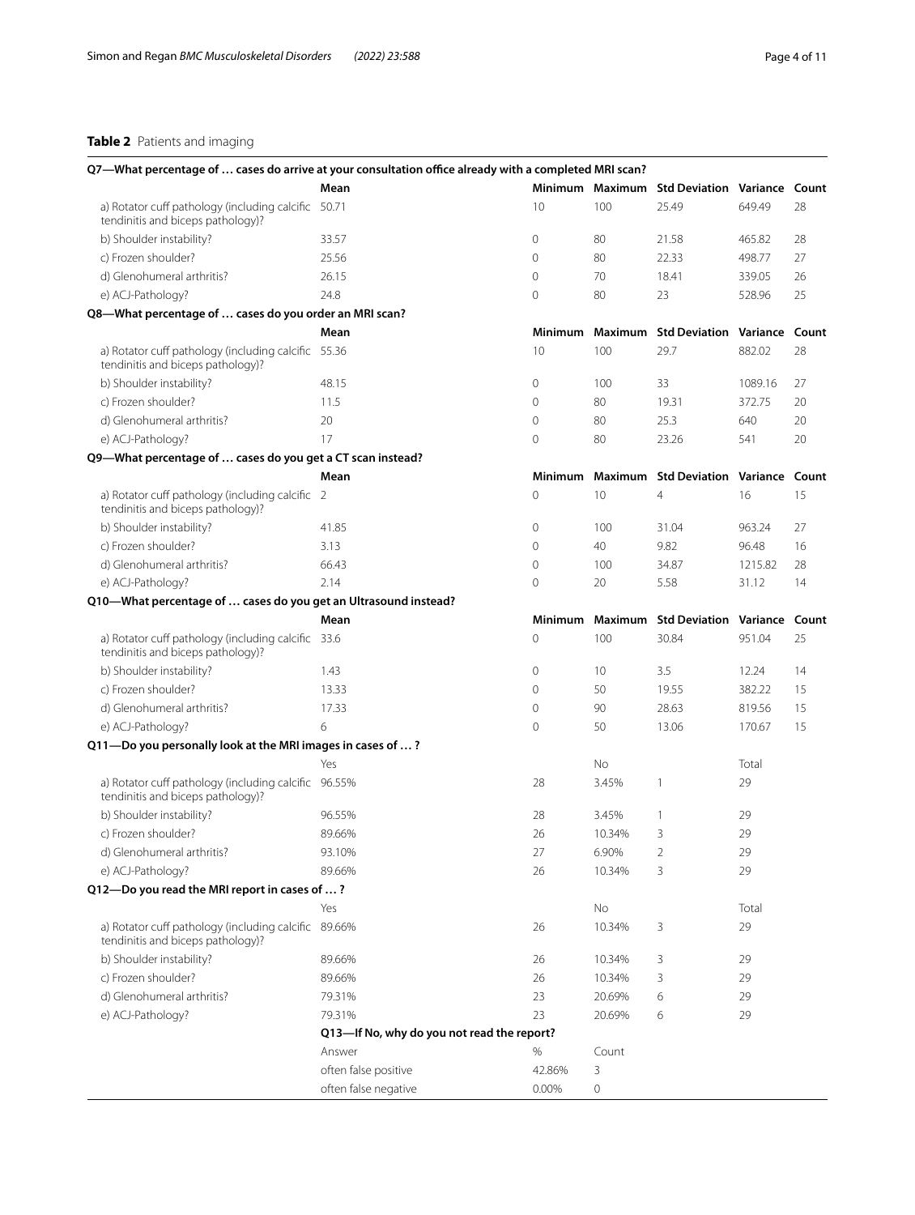**Table 2** Patients and imaging

| **Q7—What percentage of … cases do arrive at your consultation office already with a completed MRI scan?** | | | | | | |
|---|---|---|---|---|---|---|
| | **Mean** | **Minimum** | **Maximum** | **Std Deviation** | **Variance** | **Count** |
| a) Rotator cuff pathology (including calcific tendinitis and biceps pathology)? | 50.71 | 10 | 100 | 25.49 | 649.49 | 28 |
| b) Shoulder instability? | 33.57 | 0 | 80 | 21.58 | 465.82 | 28 |
| c) Frozen shoulder? | 25.56 | 0 | 80 | 22.33 | 498.77 | 27 |
| d) Glenohumeral arthritis? | 26.15 | 0 | 70 | 18.41 | 339.05 | 26 |
| e) ACJ-Pathology? | 24.8 | 0 | 80 | 23 | 528.96 | 25 |
| **Q8—What percentage of … cases do you order an MRI scan?** | | | | | | |
| | **Mean** | **Minimum** | **Maximum** | **Std Deviation** | **Variance** | **Count** |
| a) Rotator cuff pathology (including calcific tendinitis and biceps pathology)? | 55.36 | 10 | 100 | 29.7 | 882.02 | 28 |
| b) Shoulder instability? | 48.15 | 0 | 100 | 33 | 1089.16 | 27 |
| c) Frozen shoulder? | 11.5 | 0 | 80 | 19.31 | 372.75 | 20 |
| d) Glenohumeral arthritis? | 20 | 0 | 80 | 25.3 | 640 | 20 |
| e) ACJ-Pathology? | 17 | 0 | 80 | 23.26 | 541 | 20 |
| **Q9—What percentage of … cases do you get a CT scan instead?** | | | | | | |
| | **Mean** | **Minimum** | **Maximum** | **Std Deviation** | **Variance** | **Count** |
| a) Rotator cuff pathology (including calcific tendinitis and biceps pathology)? | 2 | 0 | 10 | 4 | 16 | 15 |
| b) Shoulder instability? | 41.85 | 0 | 100 | 31.04 | 963.24 | 27 |
| c) Frozen shoulder? | 3.13 | 0 | 40 | 9.82 | 96.48 | 16 |
| d) Glenohumeral arthritis? | 66.43 | 0 | 100 | 34.87 | 1215.82 | 28 |
| e) ACJ-Pathology? | 2.14 | 0 | 20 | 5.58 | 31.12 | 14 |
| **Q10—What percentage of … cases do you get an Ultrasound instead?** | | | | | | |
| | **Mean** | **Minimum** | **Maximum** | **Std Deviation** | **Variance** | **Count** |
| a) Rotator cuff pathology (including calcific tendinitis and biceps pathology)? | 33.6 | 0 | 100 | 30.84 | 951.04 | 25 |
| b) Shoulder instability? | 1.43 | 0 | 10 | 3.5 | 12.24 | 14 |
| c) Frozen shoulder? | 13.33 | 0 | 50 | 19.55 | 382.22 | 15 |
| d) Glenohumeral arthritis? | 17.33 | 0 | 90 | 28.63 | 819.56 | 15 |
| e) ACJ-Pathology? | 6 | 0 | 50 | 13.06 | 170.67 | 15 |
| **Q11—Do you personally look at the MRI images in cases of … ?** | | | | | | |
| | Yes | | No | | Total | |
| a) Rotator cuff pathology (including calcific tendinitis and biceps pathology)? | 96.55% | 28 | 3.45% | 1 | 29 | |
| b) Shoulder instability? | 96.55% | 28 | 3.45% | 1 | 29 | |
| c) Frozen shoulder? | 89.66% | 26 | 10.34% | 3 | 29 | |
| d) Glenohumeral arthritis? | 93.10% | 27 | 6.90% | 2 | 29 | |
| e) ACJ-Pathology? | 89.66% | 26 | 10.34% | 3 | 29 | |
| **Q12—Do you read the MRI report in cases of … ?** | | | | | | |
| | Yes | | No | | Total | |
| a) Rotator cuff pathology (including calcific tendinitis and biceps pathology)? | 89.66% | 26 | 10.34% | 3 | 29 | |
| b) Shoulder instability? | 89.66% | 26 | 10.34% | 3 | 29 | |
| c) Frozen shoulder? | 89.66% | 26 | 10.34% | 3 | 29 | |
| d) Glenohumeral arthritis? | 79.31% | 23 | 20.69% | 6 | 29 | |
| e) ACJ-Pathology? | 79.31% | 23 | 20.69% | 6 | 29 | |
| | **Q13—If No, why do you not read the report?** | | | | | |
| | Answer | % | Count | | | |
| | often false positive | 42.86% | 3 | | | |
| | often false negative | 0.00% | 0 | | | |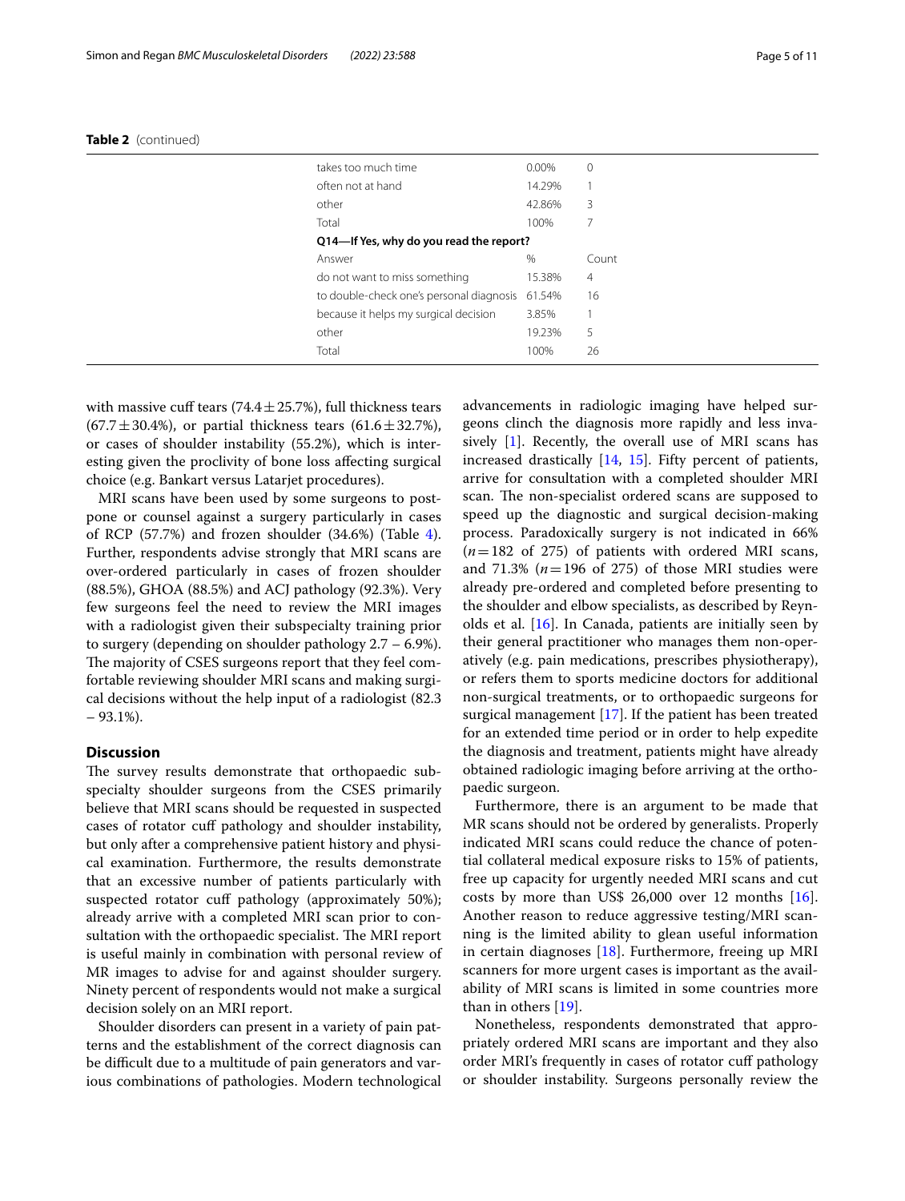**Table 2** (continued)

| | | |
|---|---|---|
| takes too much time | 0.00% | 0 |
| often not at hand | 14.29% | 1 |
| other | 42.86% | 3 |
| Total | 100% | 7 |
| **Q14—If Yes, why do you read the report?** | | |
| Answer | % | Count |
| do not want to miss something | 15.38% | 4 |
| to double-check one's personal diagnosis | 61.54% | 16 |
| because it helps my surgical decision | 3.85% | 1 |
| other | 19.23% | 5 |
| Total | 100% | 26 |

with massive cuff tears (74.4 ± 25.7%), full thickness tears (67.7 ± 30.4%), or partial thickness tears (61.6 ± 32.7%), or cases of shoulder instability (55.2%), which is interesting given the proclivity of bone loss affecting surgical choice (e.g. Bankart versus Latarjet procedures).

MRI scans have been used by some surgeons to postpone or counsel against a surgery particularly in cases of RCP (57.7%) and frozen shoulder (34.6%) (Table 4). Further, respondents advise strongly that MRI scans are over-ordered particularly in cases of frozen shoulder (88.5%), GHOA (88.5%) and ACJ pathology (92.3%). Very few surgeons feel the need to review the MRI images with a radiologist given their subspecialty training prior to surgery (depending on shoulder pathology 2.7 – 6.9%). The majority of CSES surgeons report that they feel comfortable reviewing shoulder MRI scans and making surgical decisions without the help input of a radiologist (82.3 – 93.1%).

## Discussion

The survey results demonstrate that orthopaedic subspecialty shoulder surgeons from the CSES primarily believe that MRI scans should be requested in suspected cases of rotator cuff pathology and shoulder instability, but only after a comprehensive patient history and physical examination. Furthermore, the results demonstrate that an excessive number of patients particularly with suspected rotator cuff pathology (approximately 50%); already arrive with a completed MRI scan prior to consultation with the orthopaedic specialist. The MRI report is useful mainly in combination with personal review of MR images to advise for and against shoulder surgery. Ninety percent of respondents would not make a surgical decision solely on an MRI report.

Shoulder disorders can present in a variety of pain patterns and the establishment of the correct diagnosis can be difficult due to a multitude of pain generators and various combinations of pathologies. Modern technological advancements in radiologic imaging have helped surgeons clinch the diagnosis more rapidly and less invasively [1]. Recently, the overall use of MRI scans has increased drastically [14, 15]. Fifty percent of patients, arrive for consultation with a completed shoulder MRI scan. The non-specialist ordered scans are supposed to speed up the diagnostic and surgical decision-making process. Paradoxically surgery is not indicated in 66% ($n = 182$ of 275) of patients with ordered MRI scans, and 71.3% ($n = 196$ of 275) of those MRI studies were already pre-ordered and completed before presenting to the shoulder and elbow specialists, as described by Reynolds et al. [16]. In Canada, patients are initially seen by their general practitioner who manages them non-operatively (e.g. pain medications, prescribes physiotherapy), or refers them to sports medicine doctors for additional non-surgical treatments, or to orthopaedic surgeons for surgical management [17]. If the patient has been treated for an extended time period or in order to help expedite the diagnosis and treatment, patients might have already obtained radiologic imaging before arriving at the orthopaedic surgeon.

Furthermore, there is an argument to be made that MR scans should not be ordered by generalists. Properly indicated MRI scans could reduce the chance of potential collateral medical exposure risks to 15% of patients, free up capacity for urgently needed MRI scans and cut costs by more than US$ 26,000 over 12 months [16]. Another reason to reduce aggressive testing/MRI scanning is the limited ability to glean useful information in certain diagnoses [18]. Furthermore, freeing up MRI scanners for more urgent cases is important as the availability of MRI scans is limited in some countries more than in others [19].

Nonetheless, respondents demonstrated that appropriately ordered MRI scans are important and they also order MRI's frequently in cases of rotator cuff pathology or shoulder instability. Surgeons personally review the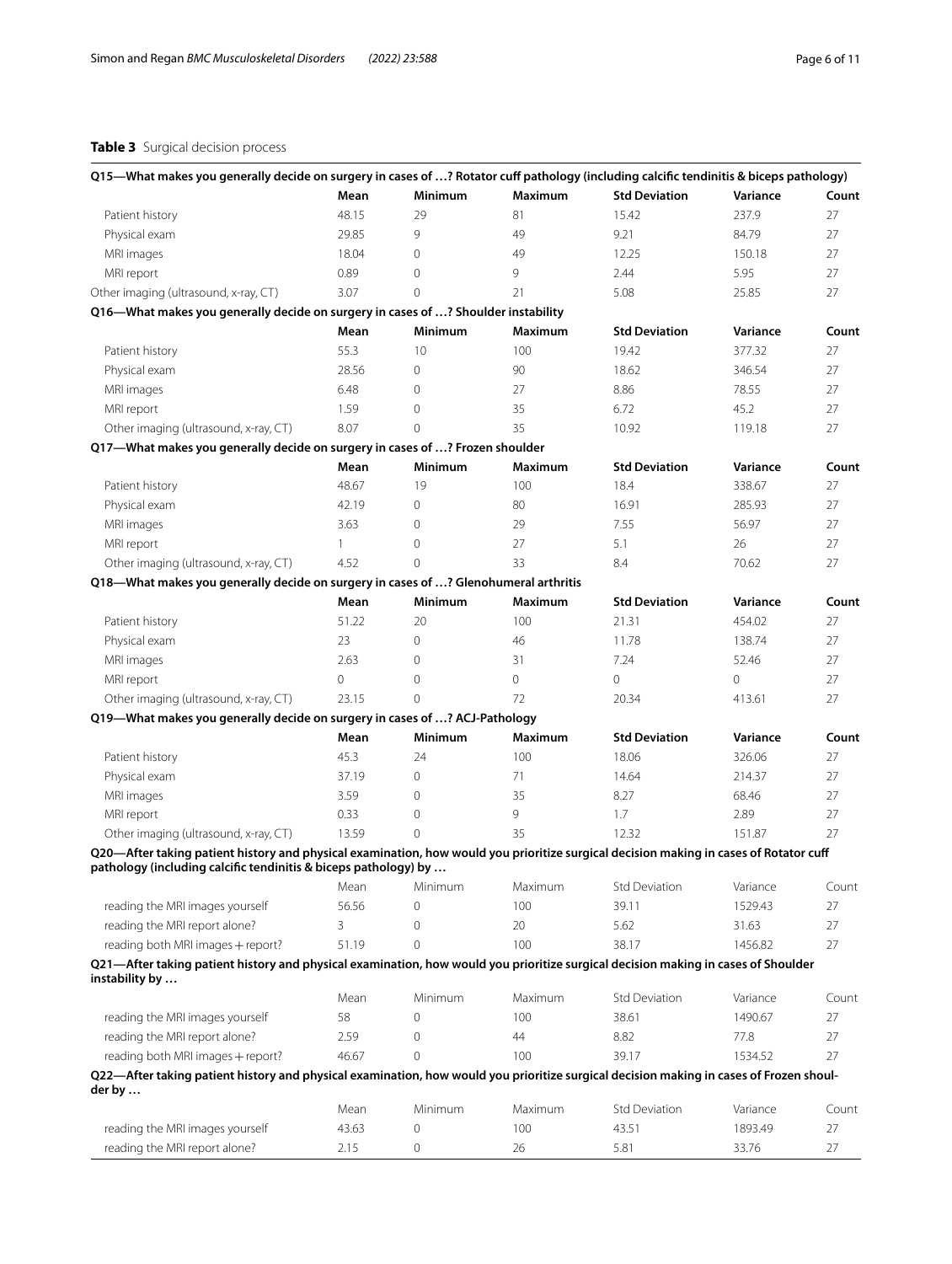**Table 3** Surgical decision process

| Q15—What makes you generally decide on surgery in cases of …? Rotator cuff pathology (including calcific tendinitis & biceps pathology) | | | | | | |
|---|---|---|---|---|---|---|
| | **Mean** | **Minimum** | **Maximum** | **Std Deviation** | **Variance** | **Count** |
| Patient history | 48.15 | 29 | 81 | 15.42 | 237.9 | 27 |
| Physical exam | 29.85 | 9 | 49 | 9.21 | 84.79 | 27 |
| MRI images | 18.04 | 0 | 49 | 12.25 | 150.18 | 27 |
| MRI report | 0.89 | 0 | 9 | 2.44 | 5.95 | 27 |
| Other imaging (ultrasound, x-ray, CT) | 3.07 | 0 | 21 | 5.08 | 25.85 | 27 |
| **Q16—What makes you generally decide on surgery in cases of …? Shoulder instability** | | | | | | |
| | **Mean** | **Minimum** | **Maximum** | **Std Deviation** | **Variance** | **Count** |
| Patient history | 55.3 | 10 | 100 | 19.42 | 377.32 | 27 |
| Physical exam | 28.56 | 0 | 90 | 18.62 | 346.54 | 27 |
| MRI images | 6.48 | 0 | 27 | 8.86 | 78.55 | 27 |
| MRI report | 1.59 | 0 | 35 | 6.72 | 45.2 | 27 |
| Other imaging (ultrasound, x-ray, CT) | 8.07 | 0 | 35 | 10.92 | 119.18 | 27 |
| **Q17—What makes you generally decide on surgery in cases of …? Frozen shoulder** | | | | | | |
| | **Mean** | **Minimum** | **Maximum** | **Std Deviation** | **Variance** | **Count** |
| Patient history | 48.67 | 19 | 100 | 18.4 | 338.67 | 27 |
| Physical exam | 42.19 | 0 | 80 | 16.91 | 285.93 | 27 |
| MRI images | 3.63 | 0 | 29 | 7.55 | 56.97 | 27 |
| MRI report | 1 | 0 | 27 | 5.1 | 26 | 27 |
| Other imaging (ultrasound, x-ray, CT) | 4.52 | 0 | 33 | 8.4 | 70.62 | 27 |
| **Q18—What makes you generally decide on surgery in cases of …? Glenohumeral arthritis** | | | | | | |
| | **Mean** | **Minimum** | **Maximum** | **Std Deviation** | **Variance** | **Count** |
| Patient history | 51.22 | 20 | 100 | 21.31 | 454.02 | 27 |
| Physical exam | 23 | 0 | 46 | 11.78 | 138.74 | 27 |
| MRI images | 2.63 | 0 | 31 | 7.24 | 52.46 | 27 |
| MRI report | 0 | 0 | 0 | 0 | 0 | 27 |
| Other imaging (ultrasound, x-ray, CT) | 23.15 | 0 | 72 | 20.34 | 413.61 | 27 |
| **Q19—What makes you generally decide on surgery in cases of …? ACJ-Pathology** | | | | | | |
| | **Mean** | **Minimum** | **Maximum** | **Std Deviation** | **Variance** | **Count** |
| Patient history | 45.3 | 24 | 100 | 18.06 | 326.06 | 27 |
| Physical exam | 37.19 | 0 | 71 | 14.64 | 214.37 | 27 |
| MRI images | 3.59 | 0 | 35 | 8.27 | 68.46 | 27 |
| MRI report | 0.33 | 0 | 9 | 1.7 | 2.89 | 27 |
| Other imaging (ultrasound, x-ray, CT) | 13.59 | 0 | 35 | 12.32 | 151.87 | 27 |
| **Q20—After taking patient history and physical examination, how would you prioritize surgical decision making in cases of Rotator cuff pathology (including calcific tendinitis & biceps pathology) by …** | | | | | | |
| | Mean | Minimum | Maximum | Std Deviation | Variance | Count |
| reading the MRI images yourself | 56.56 | 0 | 100 | 39.11 | 1529.43 | 27 |
| reading the MRI report alone? | 3 | 0 | 20 | 5.62 | 31.63 | 27 |
| reading both MRI images + report? | 51.19 | 0 | 100 | 38.17 | 1456.82 | 27 |
| **Q21—After taking patient history and physical examination, how would you prioritize surgical decision making in cases of Shoulder instability by …** | | | | | | |
| | Mean | Minimum | Maximum | Std Deviation | Variance | Count |
| reading the MRI images yourself | 58 | 0 | 100 | 38.61 | 1490.67 | 27 |
| reading the MRI report alone? | 2.59 | 0 | 44 | 8.82 | 77.8 | 27 |
| reading both MRI images + report? | 46.67 | 0 | 100 | 39.17 | 1534.52 | 27 |
| **Q22—After taking patient history and physical examination, how would you prioritize surgical decision making in cases of Frozen shoulder by …** | | | | | | |
| | Mean | Minimum | Maximum | Std Deviation | Variance | Count |
| reading the MRI images yourself | 43.63 | 0 | 100 | 43.51 | 1893.49 | 27 |
| reading the MRI report alone? | 2.15 | 0 | 26 | 5.81 | 33.76 | 27 |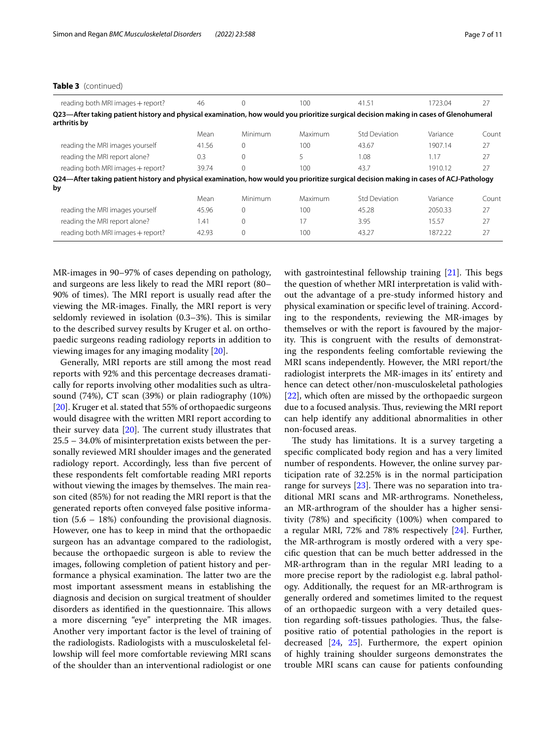**Table 3** (continued)

| | Mean | Minimum | Maximum | Std Deviation | Variance | Count |
|---|---|---|---|---|---|---|
| reading both MRI images + report? | 46 | 0 | 100 | 41.51 | 1723.04 | 27 |
| **Q23—After taking patient history and physical examination, how would you prioritize surgical decision making in cases of Glenohumeral arthritis by** | | | | | | |
| | Mean | Minimum | Maximum | Std Deviation | Variance | Count |
| reading the MRI images yourself | 41.56 | 0 | 100 | 43.67 | 1907.14 | 27 |
| reading the MRI report alone? | 0.3 | 0 | 5 | 1.08 | 1.17 | 27 |
| reading both MRI images + report? | 39.74 | 0 | 100 | 43.7 | 1910.12 | 27 |
| **Q24—After taking patient history and physical examination, how would you prioritize surgical decision making in cases of ACJ-Pathology by** | | | | | | |
| | Mean | Minimum | Maximum | Std Deviation | Variance | Count |
| reading the MRI images yourself | 45.96 | 0 | 100 | 45.28 | 2050.33 | 27 |
| reading the MRI report alone? | 1.41 | 0 | 17 | 3.95 | 15.57 | 27 |
| reading both MRI images + report? | 42.93 | 0 | 100 | 43.27 | 1872.22 | 27 |

MR-images in 90–97% of cases depending on pathology, and surgeons are less likely to read the MRI report (80–90% of times). The MRI report is usually read after the viewing the MR-images. Finally, the MRI report is very seldomly reviewed in isolation (0.3–3%). This is similar to the described survey results by Kruger et al. on orthopaedic surgeons reading radiology reports in addition to viewing images for any imaging modality [20].

Generally, MRI reports are still among the most read reports with 92% and this percentage decreases dramatically for reports involving other modalities such as ultrasound (74%), CT scan (39%) or plain radiography (10%) [20]. Kruger et al. stated that 55% of orthopaedic surgeons would disagree with the written MRI report according to their survey data [20]. The current study illustrates that 25.5 – 34.0% of misinterpretation exists between the personally reviewed MRI shoulder images and the generated radiology report. Accordingly, less than five percent of these respondents felt comfortable reading MRI reports without viewing the images by themselves. The main reason cited (85%) for not reading the MRI report is that the generated reports often conveyed false positive information (5.6 – 18%) confounding the provisional diagnosis. However, one has to keep in mind that the orthopaedic surgeon has an advantage compared to the radiologist, because the orthopaedic surgeon is able to review the images, following completion of patient history and performance a physical examination. The latter two are the most important assessment means in establishing the diagnosis and decision on surgical treatment of shoulder disorders as identified in the questionnaire. This allows a more discerning "eye" interpreting the MR images. Another very important factor is the level of training of the radiologists. Radiologists with a musculoskeletal fellowship will feel more comfortable reviewing MRI scans of the shoulder than an interventional radiologist or one with gastrointestinal fellowship training [21]. This begs the question of whether MRI interpretation is valid without the advantage of a pre-study informed history and physical examination or specific level of training. According to the respondents, reviewing the MR-images by themselves or with the report is favoured by the majority. This is congruent with the results of demonstrating the respondents feeling comfortable reviewing the MRI scans independently. However, the MRI report/the radiologist interprets the MR-images in its' entirety and hence can detect other/non-musculoskeletal pathologies [22], which often are missed by the orthopaedic surgeon due to a focused analysis. Thus, reviewing the MRI report can help identify any additional abnormalities in other non-focused areas.

The study has limitations. It is a survey targeting a specific complicated body region and has a very limited number of respondents. However, the online survey participation rate of 32.25% is in the normal participation range for surveys [23]. There was no separation into traditional MRI scans and MR-arthrograms. Nonetheless, an MR-arthrogram of the shoulder has a higher sensitivity (78%) and specificity (100%) when compared to a regular MRI, 72% and 78% respectively [24]. Further, the MR-arthrogram is mostly ordered with a very specific question that can be much better addressed in the MR-arthrogram than in the regular MRI leading to a more precise report by the radiologist e.g. labral pathology. Additionally, the request for an MR-arthrogram is generally ordered and sometimes limited to the request of an orthopaedic surgeon with a very detailed question regarding soft-tissues pathologies. Thus, the false-positive ratio of potential pathologies in the report is decreased [24, 25]. Furthermore, the expert opinion of highly training shoulder surgeons demonstrates the trouble MRI scans can cause for patients confounding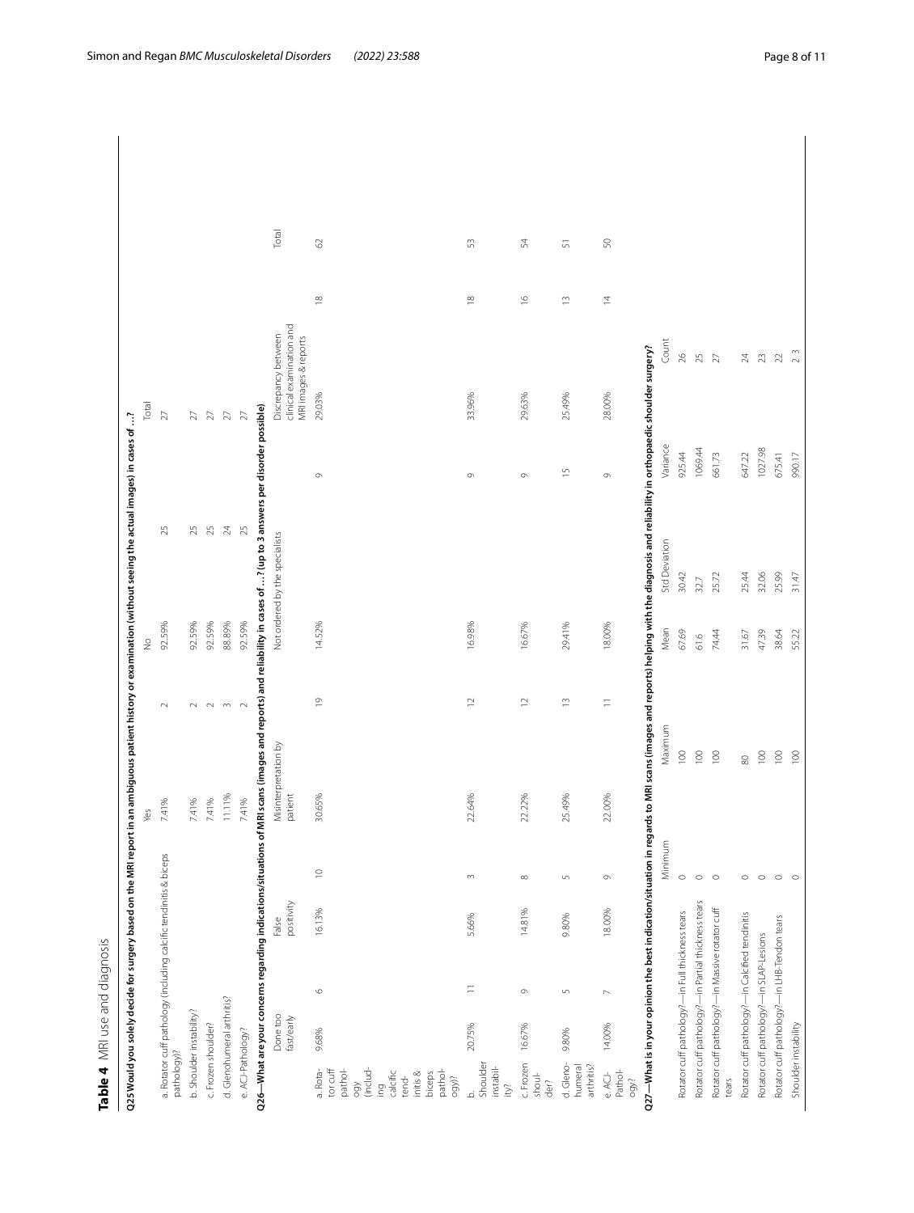**Table 4** MRI use and diagnosis

**Q25 Would you solely decide for surgery based on the MRI report in an ambiguous patient history or examination (without seeing the actual images) in cases of …?**

| | Yes | | No | | Total |
|---|---|---|---|---|---|
| a. Rotator cuff pathology (including calcific tendinitis & biceps pathology)? | 7.41% | 2 | 92.59% | 25 | 27 |
| b. Shoulder instability? | 7.41% | 2 | 92.59% | 25 | 27 |
| c. Frozen shoulder? | 7.41% | 2 | 92.59% | 25 | 27 |
| d. Glenohumeral arthritis? | 11.11% | 3 | 88.89% | 24 | 27 |
| e. ACJ-Pathology? | 7.41% | 2 | 92.59% | 25 | 27 |

**Q26—What are your concerns regarding indications/situations of MRI scans (images and reports) and reliability in cases of …? (up to 3 answers per disorder possible)**

| | Done too fast/early | | False positivity | | Misinterpretation by patient | | Not ordered by the specialists | | Discrepancy between clinical examination and MRI images & reports | | Total |
|---|---|---|---|---|---|---|---|---|---|---|---|
| a. Rotator cuff pathology (including calcific tendinitis & biceps pathology)? | 9.68% | 6 | 16.13% | 10 | 30.65% | 19 | 14.52% | 9 | 29.03% | 18 | 62 |
| b. Shoulder instability? | 20.75% | 11 | 5.66% | 3 | 22.64% | 12 | 16.98% | 9 | 33.96% | 18 | 53 |
| c. Frozen shoulder? | 16.67% | 9 | 14.81% | 8 | 22.22% | 12 | 16.67% | 9 | 29.63% | 16 | 54 |
| d. Glenohumeral arthritis? | 9.80% | 5 | 9.80% | 5 | 25.49% | 13 | 29.41% | 15 | 25.49% | 13 | 51 |
| e. ACJ-Pathology? | 14.00% | 7 | 18.00% | 9 | 22.00% | 11 | 18.00% | 9 | 28.00% | 14 | 50 |

**Q27—What is in your opinion the best indication/situation in regards to MRI scans (images and reports) helping with the diagnosis and reliability in orthopaedic shoulder surgery?**

| | Minimum | Maximum | Mean | Std Deviation | Variance | Count |
|---|---|---|---|---|---|---|
| Rotator cuff pathology?—in Full thickness tears | 0 | 100 | 67.69 | 30.42 | 925.44 | 26 |
| Rotator cuff pathology?—in Partial thickness tears | 0 | 100 | 61.6 | 32.7 | 1069.44 | 25 |
| Rotator cuff pathology?—in Massive rotator cuff tears | 0 | 100 | 74.44 | 25.72 | 661.73 | 27 |
| Rotator cuff pathology?—in Calcified tendinitis | 0 | 80 | 31.67 | 25.44 | 647.22 | 24 |
| Rotator cuff pathology?—in SLAP-Lesions | 0 | 100 | 47.39 | 32.06 | 1027.98 | 23 |
| Rotator cuff pathology?—in LHB-Tendon tears | 0 | 100 | 38.64 | 25.99 | 675.41 | 22 |
| Shoulder instability | 0 | 100 | 55.22 | 31.47 | 990.17 | 23 |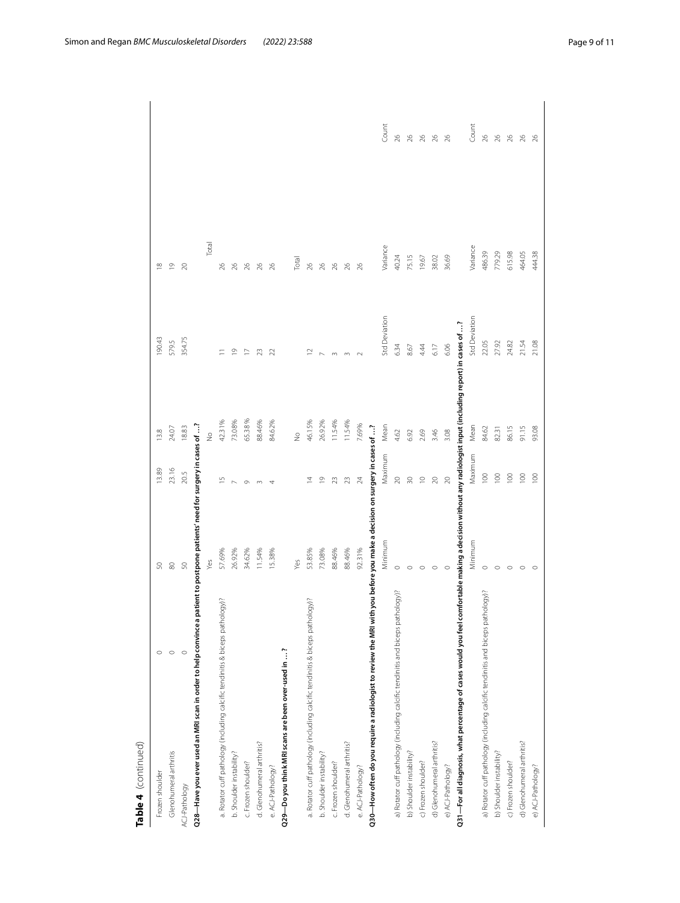**Table 4** (continued)

| | | | | | | | |
|---|---|---|---|---|---|---|---|
| Frozen shoulder | 0 | 50 | 13.89 | 13.8 | 190.43 | 18 | |
| Glenohumeral arthritis | 0 | 80 | 23.16 | 24.07 | 579.5 | 19 | |
| ACJ-Pathology | 0 | 50 | 20.5 | 18.83 | 354.75 | 20 | |
| **Q28—Have you ever used an MRI scan in order to help convince a patient to postpone patients' need for surgery in cases of ...?** | | | | | | | |
| | Yes | | No | | | Total | |
| a. Rotator cuff pathology (including calcific tendinitis & biceps pathology)? | 57.69% | 15 | 42.31% | 11 | | 26 | |
| b. Shoulder instability? | 26.92% | 7 | 73.08% | 19 | | 26 | |
| c. Frozen shoulder? | 34.62% | 9 | 65.38% | 17 | | 26 | |
| d. Glenohumeral arthritis? | 11.54% | 3 | 88.46% | 23 | | 26 | |
| e. ACJ-Pathology? | 15.38% | 4 | 84.62% | 22 | | 26 | |
| **Q29—Do you think MRI scans are been over-used in ...?** | | | | | | | |
| | Yes | | No | | | Total | |
| a. Rotator cuff pathology (including calcific tendinitis & biceps pathology)? | 53.85% | 14 | 46.15% | 12 | | 26 | |
| b. Shoulder instability? | 73.08% | 19 | 26.92% | 7 | | 26 | |
| c. Frozen shoulder? | 88.46% | 23 | 11.54% | 3 | | 26 | |
| d. Glenohumeral arthritis? | 88.46% | 23 | 11.54% | 3 | | 26 | |
| e. ACJ-Pathology? | 92.31% | 24 | 7.69% | 2 | | 26 | |
| **Q30—How often do you require a radiologist to review the MRI with you before you make a decision on surgery in cases of ...?** | | | | | | | |
| | Minimum | Maximum | Mean | Std Deviation | | Variance | Count |
| a) Rotator cuff pathology (including calcific tendinitis and biceps pathology)? | 0 | 20 | 4.62 | 6.34 | | 40.24 | 26 |
| b) Shoulder instability? | 0 | 30 | 6.92 | 8.67 | | 75.15 | 26 |
| c) Frozen shoulder? | 0 | 10 | 2.69 | 4.44 | | 19.67 | 26 |
| d) Glenohumeral arthritis? | 0 | 20 | 3.46 | 6.17 | | 38.02 | 26 |
| e) ACJ-Pathology? | 0 | 20 | 3.08 | 6.06 | | 36.69 | 26 |
| **Q31—For all diagnosis, what percentage of cases would you feel comfortable making a decision without any radiologist input (including report) in cases of ...?** | | | | | | | |
| | Minimum | Maximum | Mean | Std Deviation | | Variance | Count |
| a) Rotator cuff pathology (including calcific tendinitis and biceps pathology)? | 0 | 100 | 84.62 | 22.05 | | 486.39 | 26 |
| b) Shoulder instability? | 0 | 100 | 82.31 | 27.92 | | 779.29 | 26 |
| c) Frozen shoulder? | 0 | 100 | 86.15 | 24.82 | | 615.98 | 26 |
| d) Glenohumeral arthritis? | 0 | 100 | 91.15 | 21.54 | | 464.05 | 26 |
| e) ACJ-Pathology? | 0 | 100 | 93.08 | 21.08 | | 444.38 | 26 |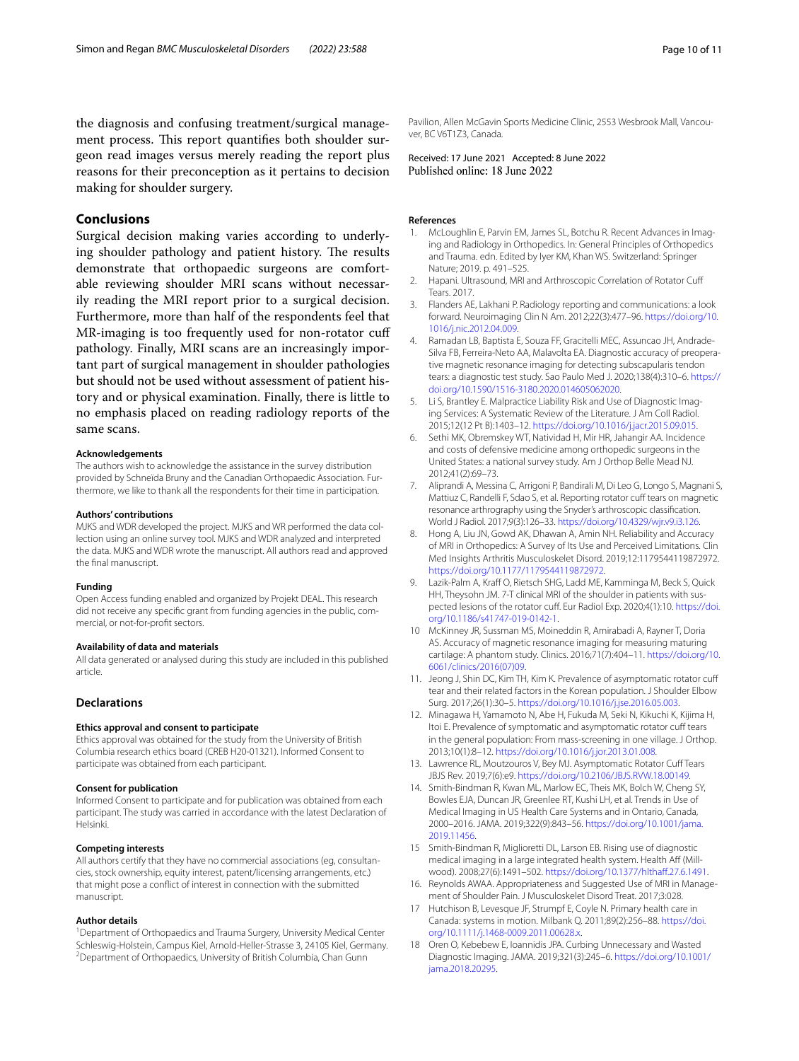the diagnosis and confusing treatment/surgical management process. This report quantifies both shoulder surgeon read images versus merely reading the report plus reasons for their preconception as it pertains to decision making for shoulder surgery.

## Conclusions

Surgical decision making varies according to underlying shoulder pathology and patient history. The results demonstrate that orthopaedic surgeons are comfortable reviewing shoulder MRI scans without necessarily reading the MRI report prior to a surgical decision. Furthermore, more than half of the respondents feel that MR-imaging is too frequently used for non-rotator cuff pathology. Finally, MRI scans are an increasingly important part of surgical management in shoulder pathologies but should not be used without assessment of patient history and or physical examination. Finally, there is little to no emphasis placed on reading radiology reports of the same scans.

#### Acknowledgements

The authors wish to acknowledge the assistance in the survey distribution provided by Schneïda Bruny and the Canadian Orthopaedic Association. Furthermore, we like to thank all the respondents for their time in participation.

#### Authors' contributions

MJKS and WDR developed the project. MJKS and WR performed the data collection using an online survey tool. MJKS and WDR analyzed and interpreted the data. MJKS and WDR wrote the manuscript. All authors read and approved the final manuscript.

#### Funding

Open Access funding enabled and organized by Projekt DEAL. This research did not receive any specific grant from funding agencies in the public, commercial, or not-for-profit sectors.

#### Availability of data and materials

All data generated or analysed during this study are included in this published article.

### Declarations

#### Ethics approval and consent to participate

Ethics approval was obtained for the study from the University of British Columbia research ethics board (CREB H20-01321). Informed Consent to participate was obtained from each participant.

#### Consent for publication

Informed Consent to participate and for publication was obtained from each participant. The study was carried in accordance with the latest Declaration of Helsinki.

#### Competing interests

All authors certify that they have no commercial associations (eg, consultancies, stock ownership, equity interest, patent/licensing arrangements, etc.) that might pose a conflict of interest in connection with the submitted manuscript.

#### Author details

[1]Department of Orthopaedics and Trauma Surgery, University Medical Center Schleswig-Holstein, Campus Kiel, Arnold-Heller-Strasse 3, 24105 Kiel, Germany. [2]Department of Orthopaedics, University of British Columbia, Chan Gunn Pavilion, Allen McGavin Sports Medicine Clinic, 2553 Wesbrook Mall, Vancouver, BC V6T1Z3, Canada.

Received: 17 June 2021 Accepted: 8 June 2022
Published online: 18 June 2022

#### References

1. McLoughlin E, Parvin EM, James SL, Botchu R. Recent Advances in Imaging and Radiology in Orthopedics. In: General Principles of Orthopedics and Trauma. edn. Edited by Iyer KM, Khan WS. Switzerland: Springer Nature; 2019. p. 491–525.
2. Hapani. Ultrasound, MRI and Arthroscopic Correlation of Rotator Cuff Tears. 2017.
3. Flanders AE, Lakhani P. Radiology reporting and communications: a look forward. Neuroimaging Clin N Am. 2012;22(3):477–96. https://doi.org/10.1016/j.nic.2012.04.009.
4. Ramadan LB, Baptista E, Souza FF, Gracitelli MEC, Assuncao JH, Andrade-Silva FB, Ferreira-Neto AA, Malavolta EA. Diagnostic accuracy of preoperative magnetic resonance imaging for detecting subscapularis tendon tears: a diagnostic test study. Sao Paulo Med J. 2020;138(4):310–6. https://doi.org/10.1590/1516-3180.2020.014605062020.
5. Li S, Brantley E. Malpractice Liability Risk and Use of Diagnostic Imaging Services: A Systematic Review of the Literature. J Am Coll Radiol. 2015;12(12 Pt B):1403–12. https://doi.org/10.1016/j.jacr.2015.09.015.
6. Sethi MK, Obremskey WT, Natividad H, Mir HR, Jahangir AA. Incidence and costs of defensive medicine among orthopedic surgeons in the United States: a national survey study. Am J Orthop Belle Mead NJ. 2012;41(2):69–73.
7. Aliprandi A, Messina C, Arrigoni P, Bandirali M, Di Leo G, Longo S, Magnani S, Mattiuz C, Randelli F, Sdao S, et al. Reporting rotator cuff tears on magnetic resonance arthrography using the Snyder's arthroscopic classification. World J Radiol. 2017;9(3):126–33. https://doi.org/10.4329/wjr.v9.i3.126.
8. Hong A, Liu JN, Gowd AK, Dhawan A, Amin NH. Reliability and Accuracy of MRI in Orthopedics: A Survey of Its Use and Perceived Limitations. Clin Med Insights Arthritis Musculoskelet Disord. 2019;12:1179544119872972. https://doi.org/10.1177/1179544119872972.
9. Lazik-Palm A, Kraff O, Rietsch SHG, Ladd ME, Kamminga M, Beck S, Quick HH, Theysohn JM. 7-T clinical MRI of the shoulder in patients with suspected lesions of the rotator cuff. Eur Radiol Exp. 2020;4(1):10. https://doi.org/10.1186/s41747-019-0142-1.
10. McKinney JR, Sussman MS, Moineddin R, Amirabadi A, Rayner T, Doria AS. Accuracy of magnetic resonance imaging for measuring maturing cartilage: A phantom study. Clinics. 2016;71(7):404–11. https://doi.org/10.6061/clinics/2016(07)09.
11. Jeong J, Shin DC, Kim TH, Kim K. Prevalence of asymptomatic rotator cuff tear and their related factors in the Korean population. J Shoulder Elbow Surg. 2017;26(1):30–5. https://doi.org/10.1016/j.jse.2016.05.003.
12. Minagawa H, Yamamoto N, Abe H, Fukuda M, Seki N, Kikuchi K, Kijima H, Itoi E. Prevalence of symptomatic and asymptomatic rotator cuff tears in the general population: From mass-screening in one village. J Orthop. 2013;10(1):8–12. https://doi.org/10.1016/j.jor.2013.01.008.
13. Lawrence RL, Moutzouros V, Bey MJ. Asymptomatic Rotator Cuff Tears JBJS Rev. 2019;7(6):e9. https://doi.org/10.2106/JBJS.RVW.18.00149.
14. Smith-Bindman R, Kwan ML, Marlow EC, Theis MK, Bolch W, Cheng SY, Bowles EJA, Duncan JR, Greenlee RT, Kushi LH, et al. Trends in Use of Medical Imaging in US Health Care Systems and in Ontario, Canada, 2000–2016. JAMA. 2019;322(9):843–56. https://doi.org/10.1001/jama.2019.11456.
15. Smith-Bindman R, Miglioretti DL, Larson EB. Rising use of diagnostic medical imaging in a large integrated health system. Health Aff (Millwood). 2008;27(6):1491–502. https://doi.org/10.1377/hlthaff.27.6.1491.
16. Reynolds AWAA. Appropriateness and Suggested Use of MRI in Management of Shoulder Pain. J Musculoskelet Disord Treat. 2017;3:028.
17. Hutchison B, Levesque JF, Strumpf E, Coyle N. Primary health care in Canada: systems in motion. Milbank Q. 2011;89(2):256–88. https://doi.org/10.1111/j.1468-0009.2011.00628.x.
18. Oren O, Kebebew E, Ioannidis JPA. Curbing Unnecessary and Wasted Diagnostic Imaging. JAMA. 2019;321(3):245–6. https://doi.org/10.1001/jama.2018.20295.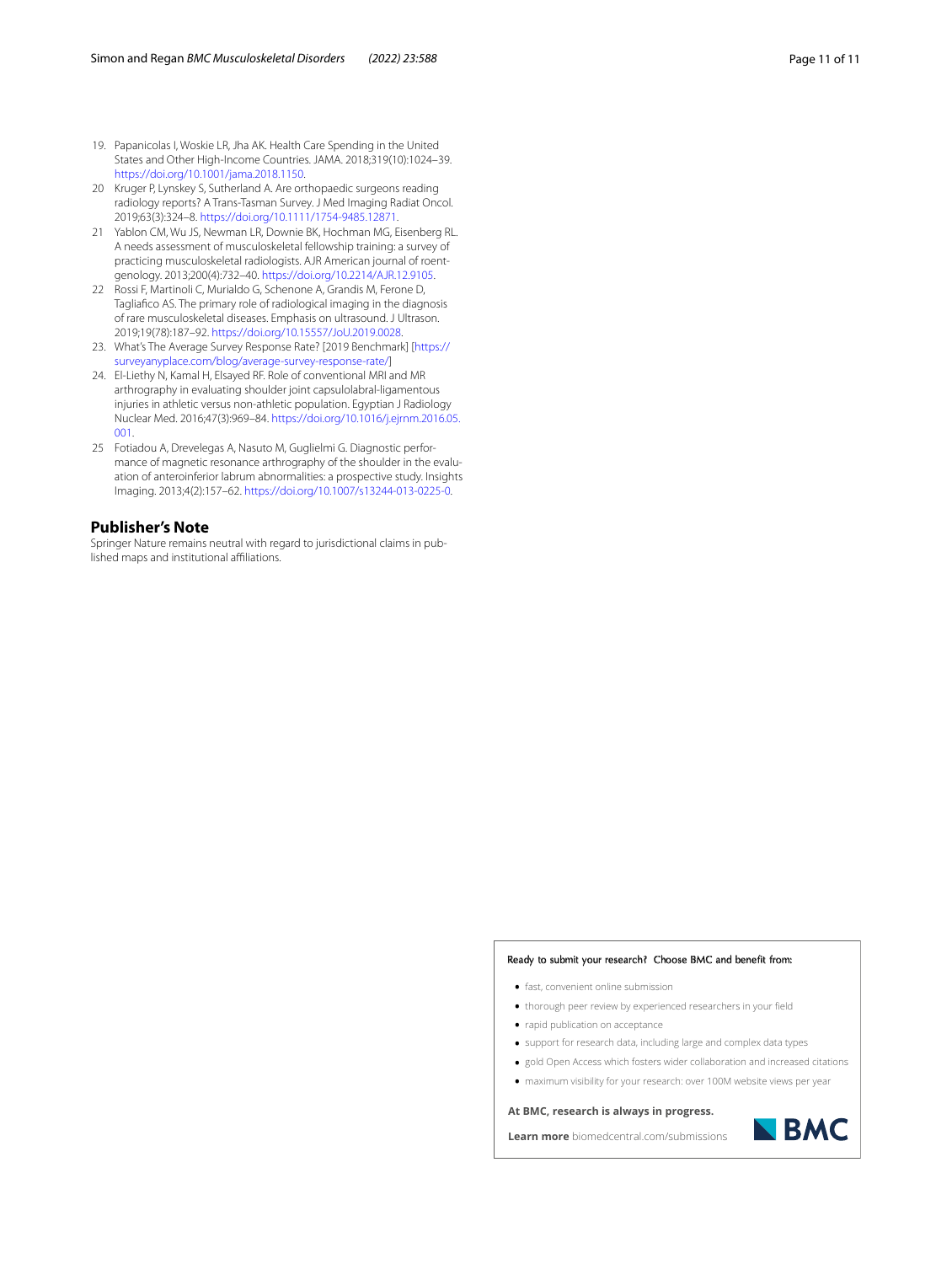19. Papanicolas I, Woskie LR, Jha AK. Health Care Spending in the United States and Other High-Income Countries. JAMA. 2018;319(10):1024–39. https://doi.org/10.1001/jama.2018.1150.
20. Kruger P, Lynskey S, Sutherland A. Are orthopaedic surgeons reading radiology reports? A Trans-Tasman Survey. J Med Imaging Radiat Oncol. 2019;63(3):324–8. https://doi.org/10.1111/1754-9485.12871.
21. Yablon CM, Wu JS, Newman LR, Downie BK, Hochman MG, Eisenberg RL. A needs assessment of musculoskeletal fellowship training: a survey of practicing musculoskeletal radiologists. AJR American journal of roentgenology. 2013;200(4):732–40. https://doi.org/10.2214/AJR.12.9105.
22. Rossi F, Martinoli C, Murialdo G, Schenone A, Grandis M, Ferone D, Tagliafico AS. The primary role of radiological imaging in the diagnosis of rare musculoskeletal diseases. Emphasis on ultrasound. J Ultrason. 2019;19(78):187–92. https://doi.org/10.15557/JoU.2019.0028.
23. What's The Average Survey Response Rate? [2019 Benchmark] [https://surveyanyplace.com/blog/average-survey-response-rate/]
24. El-Liethy N, Kamal H, Elsayed RF. Role of conventional MRI and MR arthrography in evaluating shoulder joint capsulolabral-ligamentous injuries in athletic versus non-athletic population. Egyptian J Radiology Nuclear Med. 2016;47(3):969–84. https://doi.org/10.1016/j.ejrnm.2016.05.001.
25. Fotiadou A, Drevelegas A, Nasuto M, Guglielmi G. Diagnostic performance of magnetic resonance arthrography of the shoulder in the evaluation of anteroinferior labrum abnormalities: a prospective study. Insights Imaging. 2013;4(2):157–62. https://doi.org/10.1007/s13244-013-0225-0.

## Publisher's Note

Springer Nature remains neutral with regard to jurisdictional claims in published maps and institutional affiliations.

Ready to submit your research? Choose BMC and benefit from:

- fast, convenient online submission
- thorough peer review by experienced researchers in your field
- rapid publication on acceptance
- support for research data, including large and complex data types
- gold Open Access which fosters wider collaboration and increased citations
- maximum visibility for your research: over 100M website views per year

**At BMC, research is always in progress.**

**Learn more** biomedcentral.com/submissions

BMC